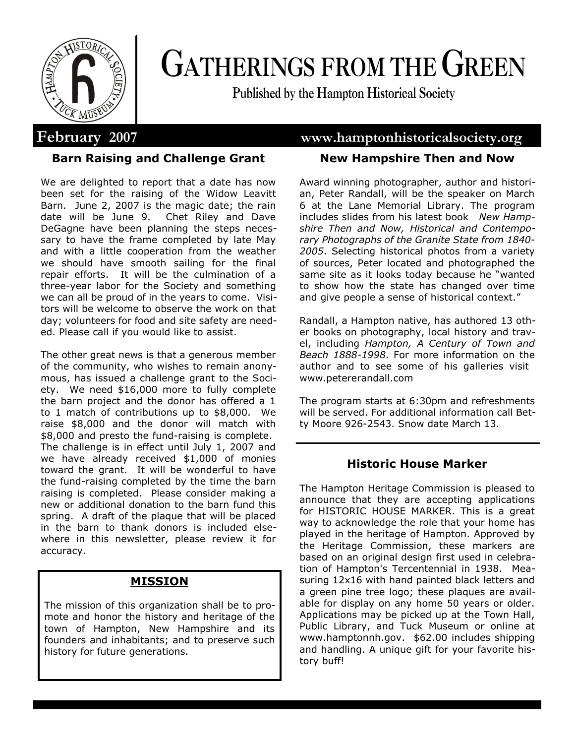# GATHERINGS FROM THE GREEN

**Published by the Hampton Historical Society**

**February 2007** **www.hamptonhistoricalsociety.org**

### Barn Raising and Challenge Grant

We are delighted to report that a date has now been set for the raising of the Widow Leavitt Barn. June 2, 2007 is the magic date; the rain date will be June 9. Chet Riley and Dave DeGagne have been planning the steps necessary to have the frame completed by late May and with a little cooperation from the weather we should have smooth sailing for the final repair efforts. It will be the culmination of a three-year labor for the Society and something we can all be proud of in the years to come. Visitors will be welcome to observe the work on that day; volunteers for food and site safety are needed. Please call if you would like to assist.

The other great news is that a generous member of the community, who wishes to remain anonymous, has issued a challenge grant to the Society. We need $16,000 more to fully complete the barn project and the donor has offered a 1 to 1 match of contributions up to $8,000. We raise $8,000 and the donor will match with $8,000 and presto the fund-raising is complete. The challenge is in effect until July 1, 2007 and we have already received $1,000 of monies toward the grant. It will be wonderful to have the fund-raising completed by the time the barn raising is completed. Please consider making a new or additional donation to the barn fund this spring. A draft of the plaque that will be placed in the barn to thank donors is included elsewhere in this newsletter, please review it for accuracy.

### MISSION

The mission of this organization shall be to promote and honor the history and heritage of the town of Hampton, New Hampshire and its founders and inhabitants; and to preserve such history for future generations.

### New Hampshire Then and Now

Award winning photographer, author and historian, Peter Randall, will be the speaker on March 6 at the Lane Memorial Library. The program includes slides from his latest book *New Hampshire Then and Now, Historical and Contemporary Photographs of the Granite State from 1840-2005*. Selecting historical photos from a variety of sources, Peter located and photographed the same site as it looks today because he "wanted to show how the state has changed over time and give people a sense of historical context."

Randall, a Hampton native, has authored 13 other books on photography, local history and travel, including *Hampton, A Century of Town and Beach 1888-1998*. For more information on the author and to see some of his galleries visit www.petererandall.com

The program starts at 6:30pm and refreshments will be served. For additional information call Betty Moore 926-2543. Snow date March 13.

### Historic House Marker

The Hampton Heritage Commission is pleased to announce that they are accepting applications for HISTORIC HOUSE MARKER. This is a great way to acknowledge the role that your home has played in the heritage of Hampton. Approved by the Heritage Commission, these markers are based on an original design first used in celebration of Hampton's Tercentennial in 1938. Measuring 12x16 with hand painted black letters and a green pine tree logo; these plaques are available for display on any home 50 years or older. Applications may be picked up at the Town Hall, Public Library, and Tuck Museum or online at www.hamptonnh.gov. $62.00 includes shipping and handling. A unique gift for your favorite history buff!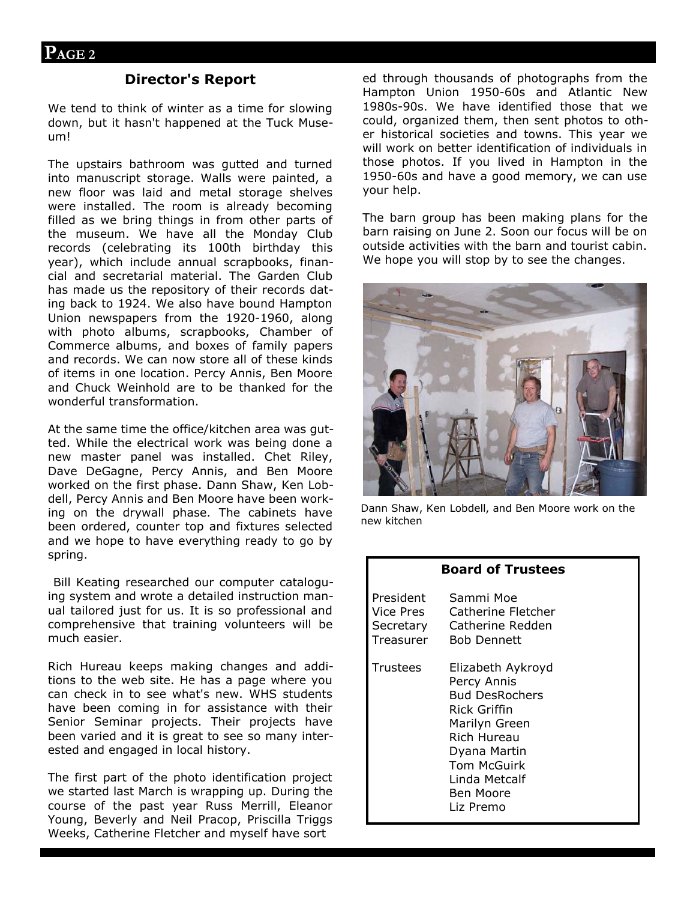## Director's Report

We tend to think of winter as a time for slowing down, but it hasn't happened at the Tuck Museum!

The upstairs bathroom was gutted and turned into manuscript storage. Walls were painted, a new floor was laid and metal storage shelves were installed. The room is already becoming filled as we bring things in from other parts of the museum. We have all the Monday Club records (celebrating its 100th birthday this year), which include annual scrapbooks, financial and secretarial material. The Garden Club has made us the repository of their records dating back to 1924. We also have bound Hampton Union newspapers from the 1920-1960, along with photo albums, scrapbooks, Chamber of Commerce albums, and boxes of family papers and records. We can now store all of these kinds of items in one location. Percy Annis, Ben Moore and Chuck Weinhold are to be thanked for the wonderful transformation.

At the same time the office/kitchen area was gutted. While the electrical work was being done a new master panel was installed. Chet Riley, Dave DeGagne, Percy Annis, and Ben Moore worked on the first phase. Dann Shaw, Ken Lobdell, Percy Annis and Ben Moore have been working on the drywall phase. The cabinets have been ordered, counter top and fixtures selected and we hope to have everything ready to go by spring.

Bill Keating researched our computer cataloguing system and wrote a detailed instruction manual tailored just for us. It is so professional and comprehensive that training volunteers will be much easier.

Rich Hureau keeps making changes and additions to the web site. He has a page where you can check in to see what's new. WHS students have been coming in for assistance with their Senior Seminar projects. Their projects have been varied and it is great to see so many interested and engaged in local history.

The first part of the photo identification project we started last March is wrapping up. During the course of the past year Russ Merrill, Eleanor Young, Beverly and Neil Pracop, Priscilla Triggs Weeks, Catherine Fletcher and myself have sorted through thousands of photographs from the Hampton Union 1950-60s and Atlantic New 1980s-90s. We have identified those that we could, organized them, then sent photos to other historical societies and towns. This year we will work on better identification of individuals in those photos. If you lived in Hampton in the 1950-60s and have a good memory, we can use your help.

The barn group has been making plans for the barn raising on June 2. Soon our focus will be on outside activities with the barn and tourist cabin. We hope you will stop by to see the changes.

Dann Shaw, Ken Lobdell, and Ben Moore work on the new kitchen

### Board of Trustees

| | |
|---|---|
| President | Sammi Moe |
| Vice Pres | Catherine Fletcher |
| Secretary | Catherine Redden |
| Treasurer | Bob Dennett |
| Trustees | Elizabeth Aykroyd |
| | Percy Annis |
| | Bud DesRochers |
| | Rick Griffin |
| | Marilyn Green |
| | Rich Hureau |
| | Dyana Martin |
| | Tom McGuirk |
| | Linda Metcalf |
| | Ben Moore |
| | Liz Premo |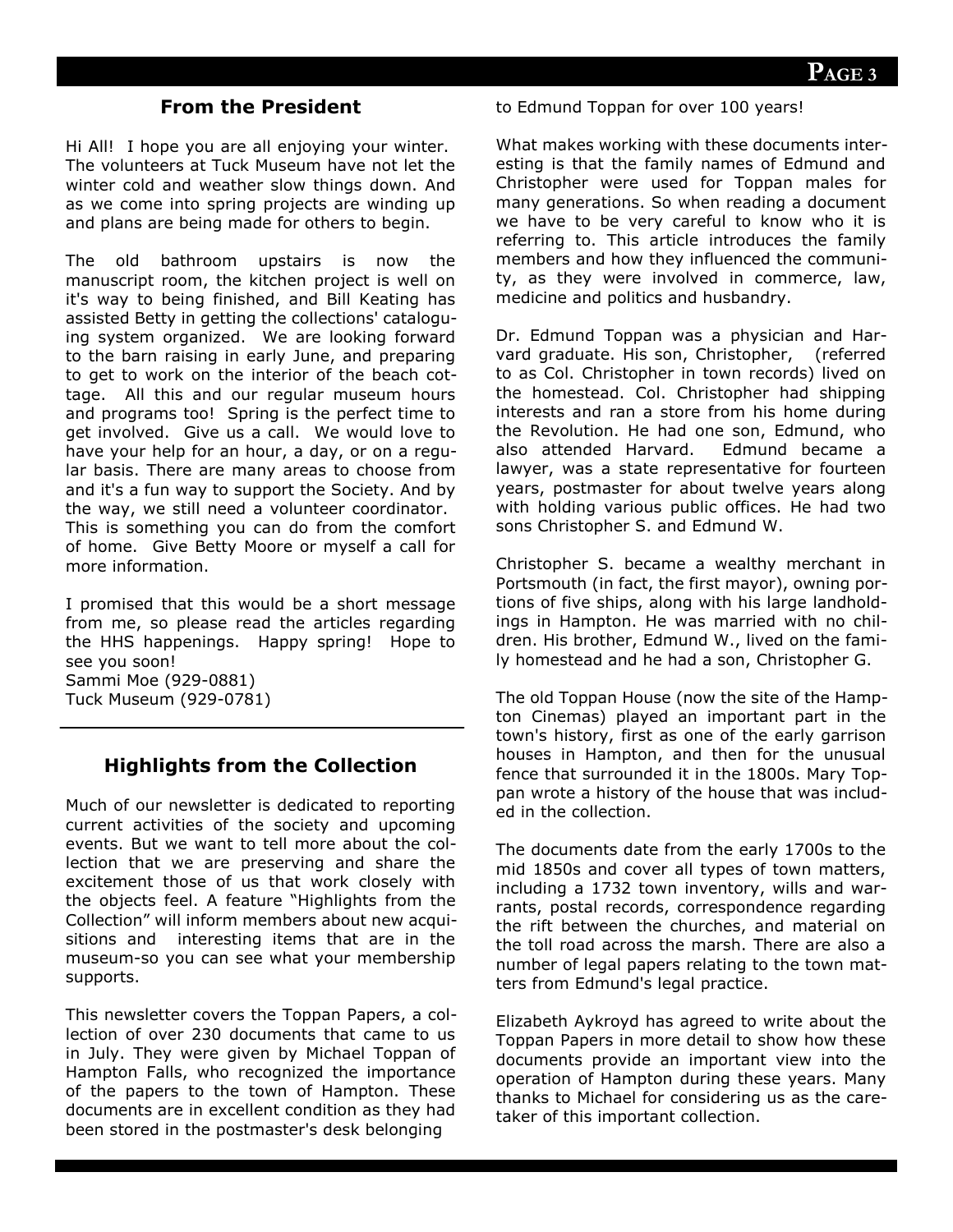## From the President

Hi All! I hope you are all enjoying your winter. The volunteers at Tuck Museum have not let the winter cold and weather slow things down. And as we come into spring projects are winding up and plans are being made for others to begin.

The old bathroom upstairs is now the manuscript room, the kitchen project is well on it's way to being finished, and Bill Keating has assisted Betty in getting the collections' cataloguing system organized. We are looking forward to the barn raising in early June, and preparing to get to work on the interior of the beach cottage. All this and our regular museum hours and programs too! Spring is the perfect time to get involved. Give us a call. We would love to have your help for an hour, a day, or on a regular basis. There are many areas to choose from and it's a fun way to support the Society. And by the way, we still need a volunteer coordinator. This is something you can do from the comfort of home. Give Betty Moore or myself a call for more information.

I promised that this would be a short message from me, so please read the articles regarding the HHS happenings. Happy spring! Hope to see you soon!
Sammi Moe (929-0881)
Tuck Museum (929-0781)

## Highlights from the Collection

Much of our newsletter is dedicated to reporting current activities of the society and upcoming events. But we want to tell more about the collection that we are preserving and share the excitement those of us that work closely with the objects feel. A feature "Highlights from the Collection" will inform members about new acquisitions and interesting items that are in the museum-so you can see what your membership supports.

This newsletter covers the Toppan Papers, a collection of over 230 documents that came to us in July. They were given by Michael Toppan of Hampton Falls, who recognized the importance of the papers to the town of Hampton. These documents are in excellent condition as they had been stored in the postmaster's desk belonging to Edmund Toppan for over 100 years!

What makes working with these documents interesting is that the family names of Edmund and Christopher were used for Toppan males for many generations. So when reading a document we have to be very careful to know who it is referring to. This article introduces the family members and how they influenced the community, as they were involved in commerce, law, medicine and politics and husbandry.

Dr. Edmund Toppan was a physician and Harvard graduate. His son, Christopher, (referred to as Col. Christopher in town records) lived on the homestead. Col. Christopher had shipping interests and ran a store from his home during the Revolution. He had one son, Edmund, who also attended Harvard. Edmund became a lawyer, was a state representative for fourteen years, postmaster for about twelve years along with holding various public offices. He had two sons Christopher S. and Edmund W.

Christopher S. became a wealthy merchant in Portsmouth (in fact, the first mayor), owning portions of five ships, along with his large landholdings in Hampton. He was married with no children. His brother, Edmund W., lived on the family homestead and he had a son, Christopher G.

The old Toppan House (now the site of the Hampton Cinemas) played an important part in the town's history, first as one of the early garrison houses in Hampton, and then for the unusual fence that surrounded it in the 1800s. Mary Toppan wrote a history of the house that was included in the collection.

The documents date from the early 1700s to the mid 1850s and cover all types of town matters, including a 1732 town inventory, wills and warrants, postal records, correspondence regarding the rift between the churches, and material on the toll road across the marsh. There are also a number of legal papers relating to the town matters from Edmund's legal practice.

Elizabeth Aykroyd has agreed to write about the Toppan Papers in more detail to show how these documents provide an important view into the operation of Hampton during these years. Many thanks to Michael for considering us as the caretaker of this important collection.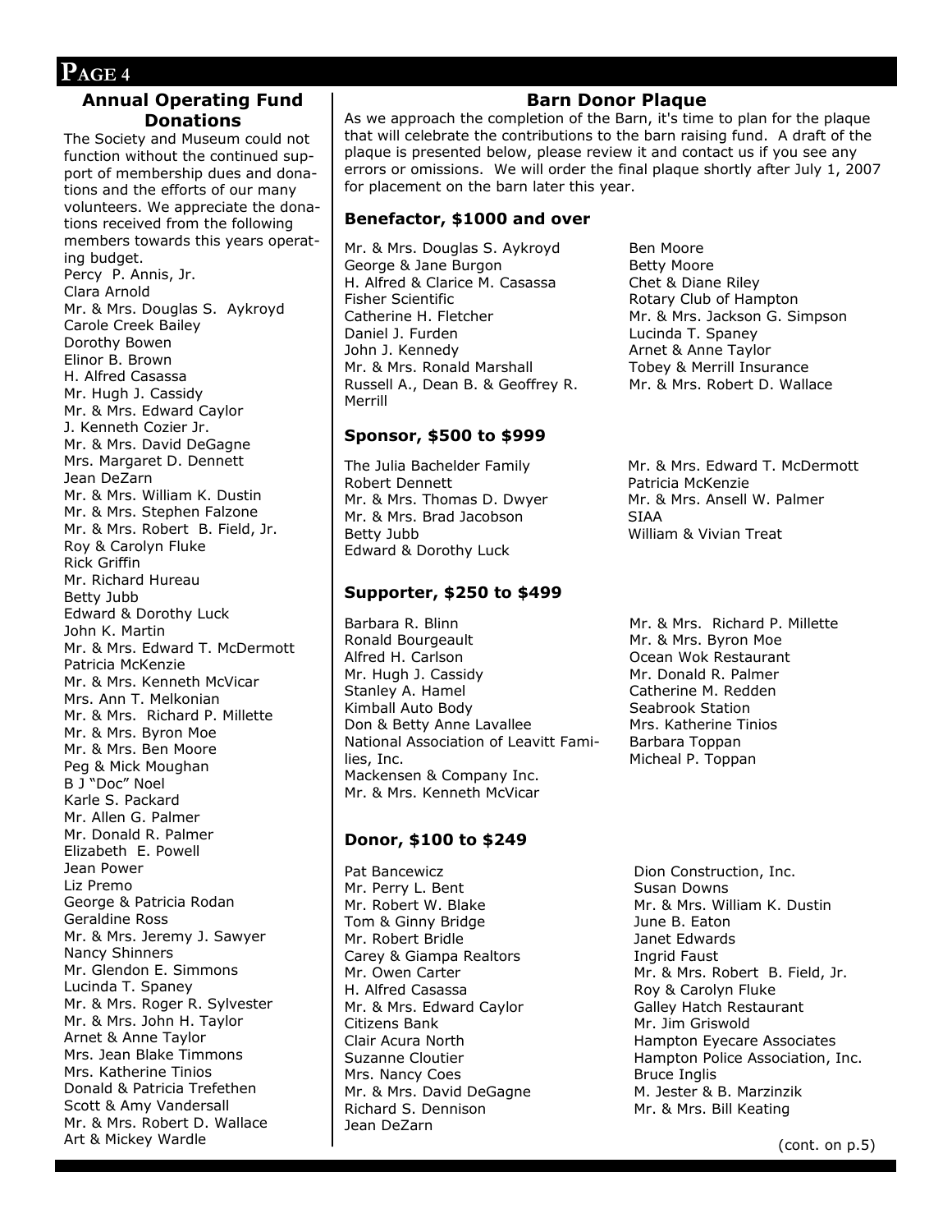## Annual Operating Fund Donations

The Society and Museum could not function without the continued support of membership dues and donations and the efforts of our many volunteers. We appreciate the donations received from the following members towards this years operating budget.

Percy P. Annis, Jr.
Clara Arnold
Mr. & Mrs. Douglas S. Aykroyd
Carole Creek Bailey
Dorothy Bowen
Elinor B. Brown
H. Alfred Casassa
Mr. Hugh J. Cassidy
Mr. & Mrs. Edward Caylor
J. Kenneth Cozier Jr.
Mr. & Mrs. David DeGagne
Mrs. Margaret D. Dennett
Jean DeZarn
Mr. & Mrs. William K. Dustin
Mr. & Mrs. Stephen Falzone
Mr. & Mrs. Robert B. Field, Jr.
Roy & Carolyn Fluke
Rick Griffin
Mr. Richard Hureau
Betty Jubb
Edward & Dorothy Luck
John K. Martin
Mr. & Mrs. Edward T. McDermott
Patricia McKenzie
Mr. & Mrs. Kenneth McVicar
Mrs. Ann T. Melkonian
Mr. & Mrs. Richard P. Millette
Mr. & Mrs. Byron Moe
Mr. & Mrs. Ben Moore
Peg & Mick Moughan
B J "Doc" Noel
Karle S. Packard
Mr. Allen G. Palmer
Mr. Donald R. Palmer
Elizabeth E. Powell
Jean Power
Liz Premo
George & Patricia Rodan
Geraldine Ross
Mr. & Mrs. Jeremy J. Sawyer
Nancy Shinners
Mr. Glendon E. Simmons
Lucinda T. Spaney
Mr. & Mrs. Roger R. Sylvester
Mr. & Mrs. John H. Taylor
Arnet & Anne Taylor
Mrs. Jean Blake Timmons
Mrs. Katherine Tinios
Donald & Patricia Trefethen
Scott & Amy Vandersall
Mr. & Mrs. Robert D. Wallace
Art & Mickey Wardle

## Barn Donor Plaque

As we approach the completion of the Barn, it's time to plan for the plaque that will celebrate the contributions to the barn raising fund. A draft of the plaque is presented below, please review it and contact us if you see any errors or omissions. We will order the final plaque shortly after July 1, 2007 for placement on the barn later this year.

### Benefactor, $1000 and over

Mr. & Mrs. Douglas S. Aykroyd
George & Jane Burgon
H. Alfred & Clarice M. Casassa
Fisher Scientific
Catherine H. Fletcher
Daniel J. Furden
John J. Kennedy
Mr. & Mrs. Ronald Marshall
Russell A., Dean B. & Geoffrey R. Merrill
Ben Moore
Betty Moore
Chet & Diane Riley
Rotary Club of Hampton
Mr. & Mrs. Jackson G. Simpson
Lucinda T. Spaney
Arnet & Anne Taylor
Tobey & Merrill Insurance
Mr. & Mrs. Robert D. Wallace

### Sponsor, $500 to $999

The Julia Bachelder Family
Robert Dennett
Mr. & Mrs. Thomas D. Dwyer
Mr. & Mrs. Brad Jacobson
Betty Jubb
Edward & Dorothy Luck
Mr. & Mrs. Edward T. McDermott
Patricia McKenzie
Mr. & Mrs. Ansell W. Palmer
SIAA
William & Vivian Treat

### Supporter, $250 to $499

Barbara R. Blinn
Ronald Bourgeault
Alfred H. Carlson
Mr. Hugh J. Cassidy
Stanley A. Hamel
Kimball Auto Body
Don & Betty Anne Lavallee
National Association of Leavitt Families, Inc.
Mackensen & Company Inc.
Mr. & Mrs. Kenneth McVicar
Mr. & Mrs. Richard P. Millette
Mr. & Mrs. Byron Moe
Ocean Wok Restaurant
Mr. Donald R. Palmer
Catherine M. Redden
Seabrook Station
Mrs. Katherine Tinios
Barbara Toppan
Micheal P. Toppan

### Donor, $100 to $249

Pat Bancewicz
Mr. Perry L. Bent
Mr. Robert W. Blake
Tom & Ginny Bridge
Mr. Robert Bridle
Carey & Giampa Realtors
Mr. Owen Carter
H. Alfred Casassa
Mr. & Mrs. Edward Caylor
Citizens Bank
Clair Acura North
Suzanne Cloutier
Mrs. Nancy Coes
Mr. & Mrs. David DeGagne
Richard S. Dennison
Jean DeZarn
Dion Construction, Inc.
Susan Downs
Mr. & Mrs. William K. Dustin
June B. Eaton
Janet Edwards
Ingrid Faust
Mr. & Mrs. Robert B. Field, Jr.
Roy & Carolyn Fluke
Galley Hatch Restaurant
Mr. Jim Griswold
Hampton Eyecare Associates
Hampton Police Association, Inc.
Bruce Inglis
M. Jester & B. Marzinzik
Mr. & Mrs. Bill Keating

(cont. on p.5)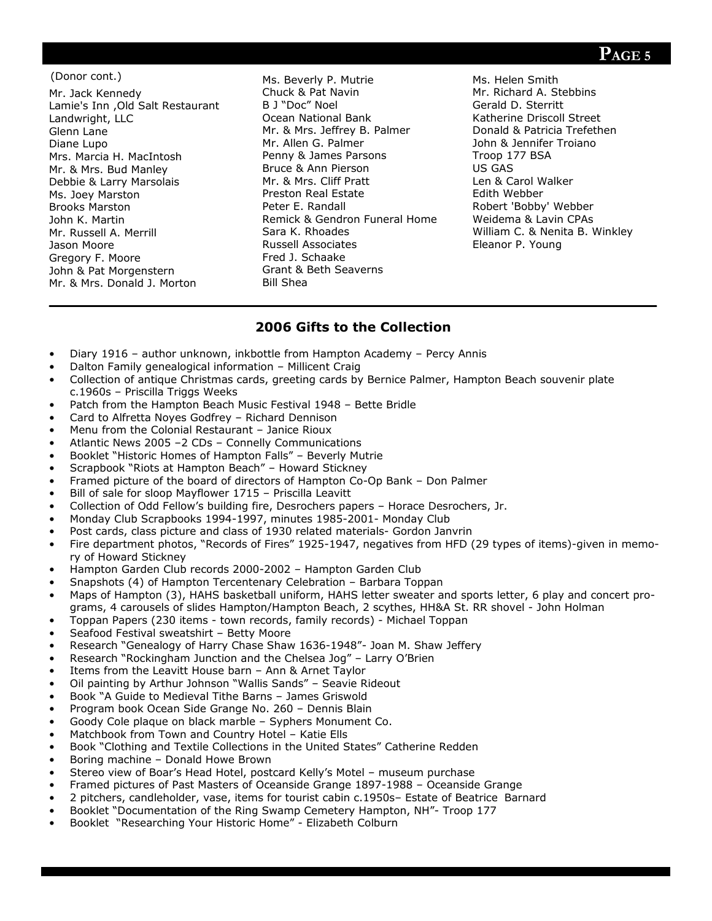(Donor cont.)

Mr. Jack Kennedy
Lamie's Inn ,Old Salt Restaurant
Landwright, LLC
Glenn Lane
Diane Lupo
Mrs. Marcia H. MacIntosh
Mr. & Mrs. Bud Manley
Debbie & Larry Marsolais
Ms. Joey Marston
Brooks Marston
John K. Martin
Mr. Russell A. Merrill
Jason Moore
Gregory F. Moore
John & Pat Morgenstern
Mr. & Mrs. Donald J. Morton
Ms. Beverly P. Mutrie
Chuck & Pat Navin
B J "Doc" Noel
Ocean National Bank
Mr. & Mrs. Jeffrey B. Palmer
Mr. Allen G. Palmer
Penny & James Parsons
Bruce & Ann Pierson
Mr. & Mrs. Cliff Pratt
Preston Real Estate
Peter E. Randall
Remick & Gendron Funeral Home
Sara K. Rhoades
Russell Associates
Fred J. Schaake
Grant & Beth Seaverns
Bill Shea
Ms. Helen Smith
Mr. Richard A. Stebbins
Gerald D. Sterritt
Katherine Driscoll Street
Donald & Patricia Trefethen
John & Jennifer Troiano
Troop 177 BSA
US GAS
Len & Carol Walker
Edith Webber
Robert 'Bobby' Webber
Weidema & Lavin CPAs
William C. & Nenita B. Winkley
Eleanor P. Young

## 2006 Gifts to the Collection

- Diary 1916 – author unknown, inkbottle from Hampton Academy – Percy Annis
- Dalton Family genealogical information – Millicent Craig
- Collection of antique Christmas cards, greeting cards by Bernice Palmer, Hampton Beach souvenir plate c.1960s – Priscilla Triggs Weeks
- Patch from the Hampton Beach Music Festival 1948 – Bette Bridle
- Card to Alfretta Noyes Godfrey – Richard Dennison
- Menu from the Colonial Restaurant – Janice Rioux
- Atlantic News 2005 –2 CDs – Connelly Communications
- Booklet "Historic Homes of Hampton Falls" – Beverly Mutrie
- Scrapbook "Riots at Hampton Beach" – Howard Stickney
- Framed picture of the board of directors of Hampton Co-Op Bank – Don Palmer
- Bill of sale for sloop Mayflower 1715 – Priscilla Leavitt
- Collection of Odd Fellow's building fire, Desrochers papers – Horace Desrochers, Jr.
- Monday Club Scrapbooks 1994-1997, minutes 1985-2001- Monday Club
- Post cards, class picture and class of 1930 related materials- Gordon Janvrin
- Fire department photos, "Records of Fires" 1925-1947, negatives from HFD (29 types of items)-given in memory of Howard Stickney
- Hampton Garden Club records 2000-2002 – Hampton Garden Club
- Snapshots (4) of Hampton Tercentenary Celebration – Barbara Toppan
- Maps of Hampton (3), HAHS basketball uniform, HAHS letter sweater and sports letter, 6 play and concert programs, 4 carousels of slides Hampton/Hampton Beach, 2 scythes, HH&A St. RR shovel - John Holman
- Toppan Papers (230 items - town records, family records) - Michael Toppan
- Seafood Festival sweatshirt – Betty Moore
- Research "Genealogy of Harry Chase Shaw 1636-1948"- Joan M. Shaw Jeffery
- Research "Rockingham Junction and the Chelsea Jog" – Larry O'Brien
- Items from the Leavitt House barn – Ann & Arnet Taylor
- Oil painting by Arthur Johnson "Wallis Sands" – Seavie Rideout
- Book "A Guide to Medieval Tithe Barns – James Griswold
- Program book Ocean Side Grange No. 260 – Dennis Blain
- Goody Cole plaque on black marble – Syphers Monument Co.
- Matchbook from Town and Country Hotel – Katie Ells
- Book "Clothing and Textile Collections in the United States" Catherine Redden
- Boring machine – Donald Howe Brown
- Stereo view of Boar's Head Hotel, postcard Kelly's Motel – museum purchase
- Framed pictures of Past Masters of Oceanside Grange 1897-1988 – Oceanside Grange
- 2 pitchers, candleholder, vase, items for tourist cabin c.1950s– Estate of Beatrice Barnard
- Booklet "Documentation of the Ring Swamp Cemetery Hampton, NH"- Troop 177
- Booklet "Researching Your Historic Home" - Elizabeth Colburn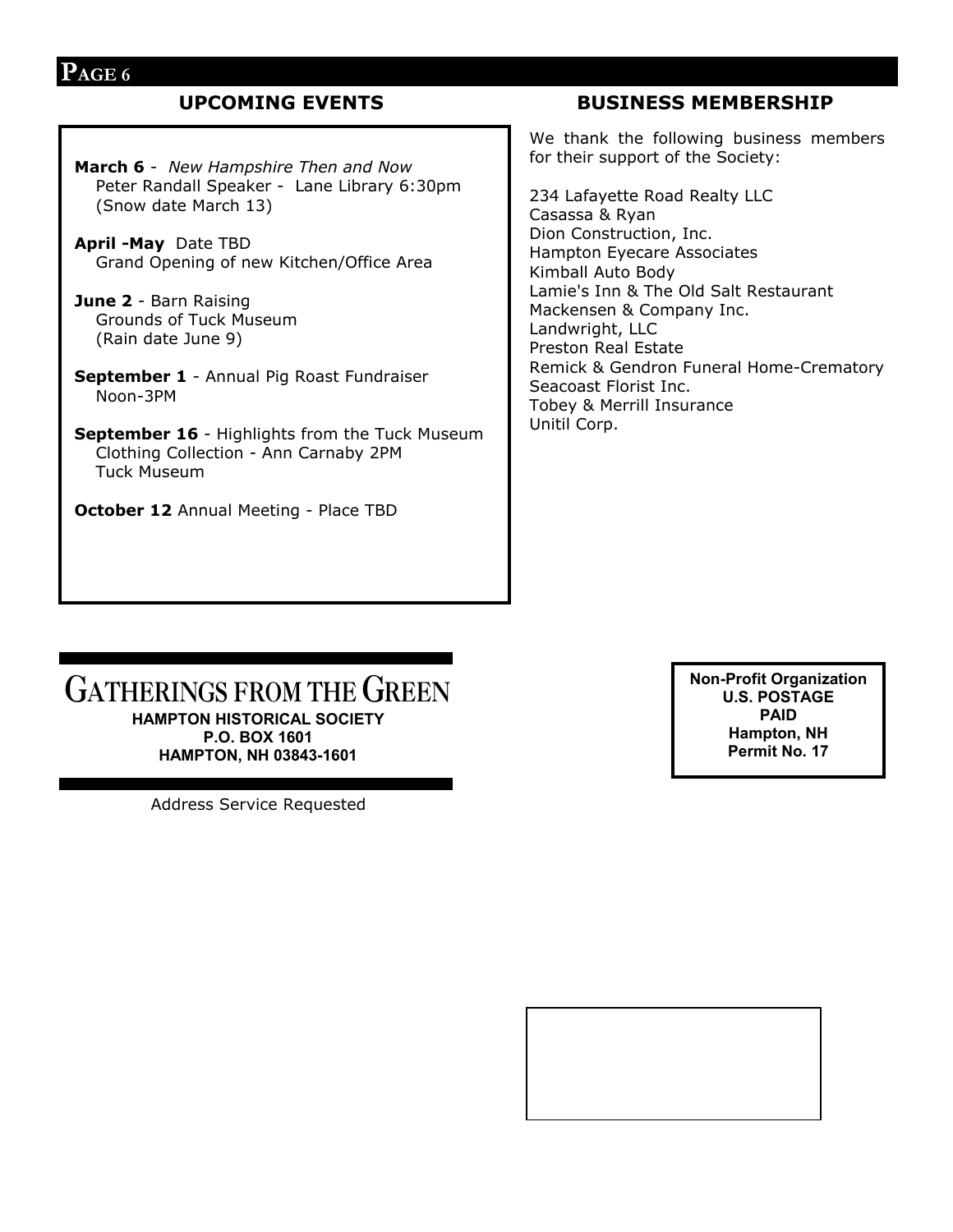## UPCOMING EVENTS

**March 6** - *New Hampshire Then and Now*
Peter Randall Speaker - Lane Library 6:30pm
(Snow date March 13)

**April -May** Date TBD
Grand Opening of new Kitchen/Office Area

**June 2** - Barn Raising
Grounds of Tuck Museum
(Rain date June 9)

**September 1** - Annual Pig Roast Fundraiser
Noon-3PM

**September 16** - Highlights from the Tuck Museum Clothing Collection - Ann Carnaby 2PM
Tuck Museum

**October 12** Annual Meeting - Place TBD

## BUSINESS MEMBERSHIP

We thank the following business members for their support of the Society:

234 Lafayette Road Realty LLC
Casassa & Ryan
Dion Construction, Inc.
Hampton Eyecare Associates
Kimball Auto Body
Lamie's Inn & The Old Salt Restaurant
Mackensen & Company Inc.
Landwright, LLC
Preston Real Estate
Remick & Gendron Funeral Home-Crematory
Seacoast Florist Inc.
Tobey & Merrill Insurance
Unitil Corp.

# GATHERINGS FROM THE GREEN

**HAMPTON HISTORICAL SOCIETY**
**P.O. BOX 1601**
**HAMPTON, NH 03843-1601**

Address Service Requested

**Non-Profit Organization**
**U.S. POSTAGE**
**PAID**
**Hampton, NH**
**Permit No. 17**